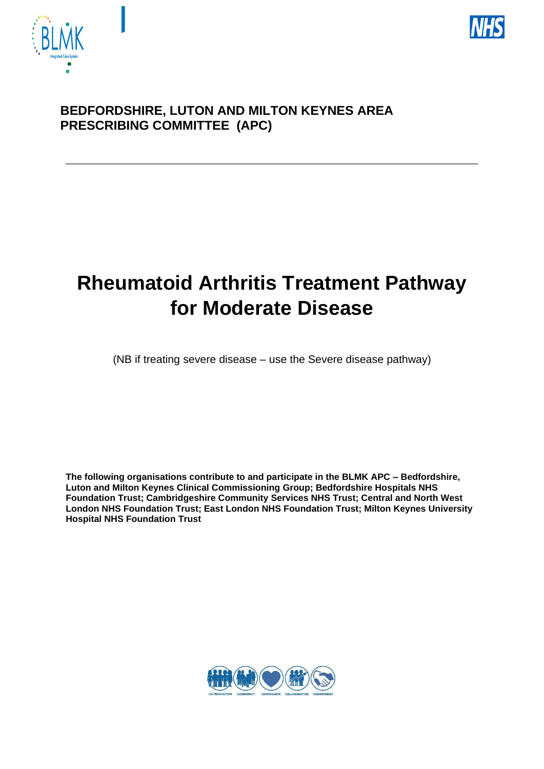**BEDFORDSHIRE, LUTON AND MILTON KEYNES AREA PRESCRIBING COMMITTEE (APC)**

# Rheumatoid Arthritis Treatment Pathway for Moderate Disease

(NB if treating severe disease – use the Severe disease pathway)

**The following organisations contribute to and participate in the BLMK APC – Bedfordshire, Luton and Milton Keynes Clinical Commissioning Group; Bedfordshire Hospitals NHS Foundation Trust; Cambridgeshire Community Services NHS Trust; Central and North West London NHS Foundation Trust; East London NHS Foundation Trust; Milton Keynes University Hospital NHS Foundation Trust**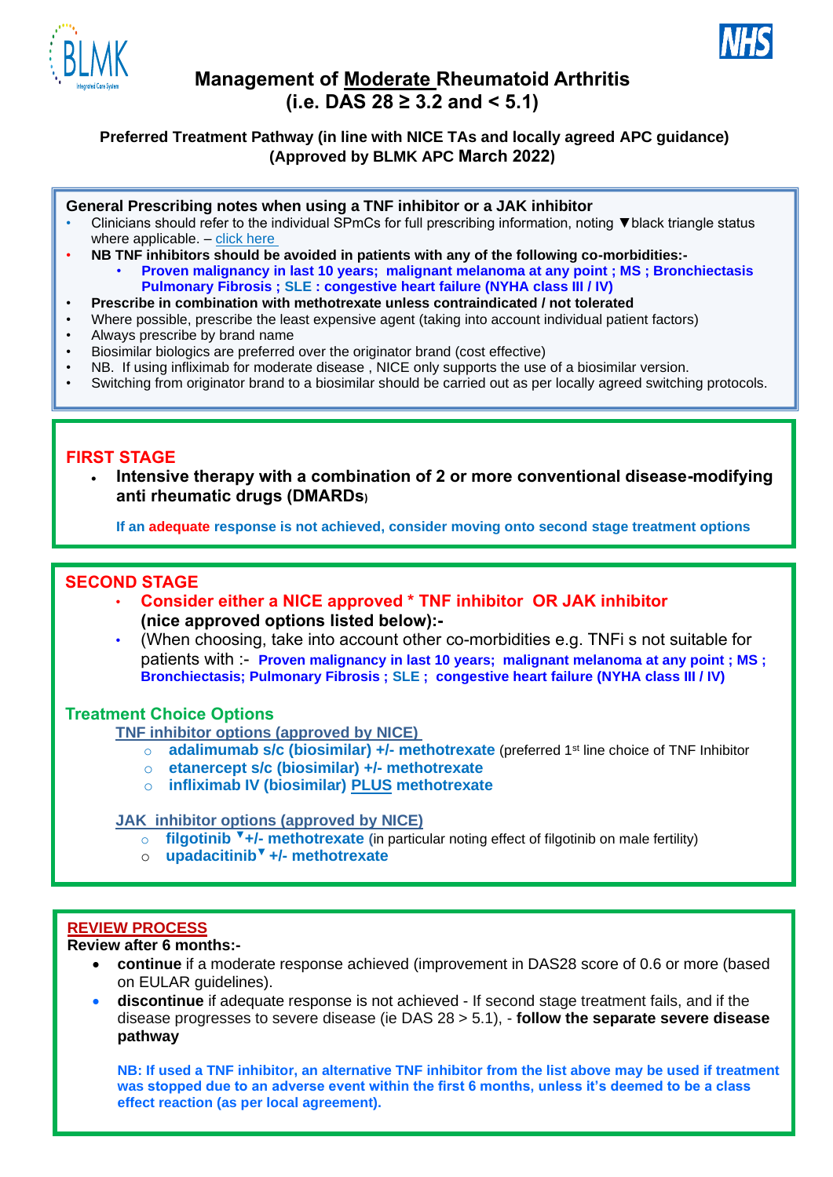# Management of <u>Moderate</u> Rheumatoid Arthritis (i.e. DAS 28 ≥ 3.2 and < 5.1)

**Preferred Treatment Pathway (in line with NICE TAs and locally agreed APC guidance) (Approved by BLMK APC March 2022)**

**General Prescribing notes when using a TNF inhibitor or a JAK inhibitor**

- Clinicians should refer to the individual SPmCs for full prescribing information, noting ▼black triangle status where applicable. – [click here](#)
- **NB TNF inhibitors should be avoided in patients with any of the following co-morbidities:-**
  - **Proven malignancy in last 10 years; malignant melanoma at any point ; MS ; Bronchiectasis Pulmonary Fibrosis ; SLE : congestive heart failure (NYHA class III / IV)**
- **Prescribe in combination with methotrexate unless contraindicated / not tolerated**
- Where possible, prescribe the least expensive agent (taking into account individual patient factors)
- Always prescribe by brand name
- Biosimilar biologics are preferred over the originator brand (cost effective)
- NB. If using infliximab for moderate disease , NICE only supports the use of a biosimilar version.
- Switching from originator brand to a biosimilar should be carried out as per locally agreed switching protocols.

## FIRST STAGE

- **Intensive therapy with a combination of 2 or more conventional disease-modifying anti rheumatic drugs (DMARDs)**

**If an adequate response is not achieved, consider moving onto second stage treatment options**

## SECOND STAGE

- **Consider either a NICE approved * TNF inhibitor OR JAK inhibitor (nice approved options listed below):-**
- (When choosing, take into account other co-morbidities e.g. TNFi s not suitable for patients with :- **Proven malignancy in last 10 years; malignant melanoma at any point ; MS ; Bronchiectasis; Pulmonary Fibrosis ; SLE ; congestive heart failure (NYHA class III / IV)**

### Treatment Choice Options

<u>TNF inhibitor options (approved by NICE)</u>

- **adalimumab s/c (biosimilar) +/- methotrexate** (preferred 1st line choice of TNF Inhibitor
- **etanercept s/c (biosimilar) +/- methotrexate**
- **infliximab IV (biosimilar) <u>PLUS</u> methotrexate**

<u>JAK inhibitor options (approved by NICE)</u>

- **filgotinib ▼+/- methotrexate** (in particular noting effect of filgotinib on male fertility)
- **upadacitinib▼ +/- methotrexate**

## <u>REVIEW PROCESS</u>

**Review after 6 months:-**

- **continue** if a moderate response achieved (improvement in DAS28 score of 0.6 or more (based on EULAR guidelines).
- **discontinue** if adequate response is not achieved - If second stage treatment fails, and if the disease progresses to severe disease (ie DAS 28 > 5.1), - **follow the separate severe disease pathway**

**NB: If used a TNF inhibitor, an alternative TNF inhibitor from the list above may be used if treatment was stopped due to an adverse event within the first 6 months, unless it's deemed to be a class effect reaction (as per local agreement).**